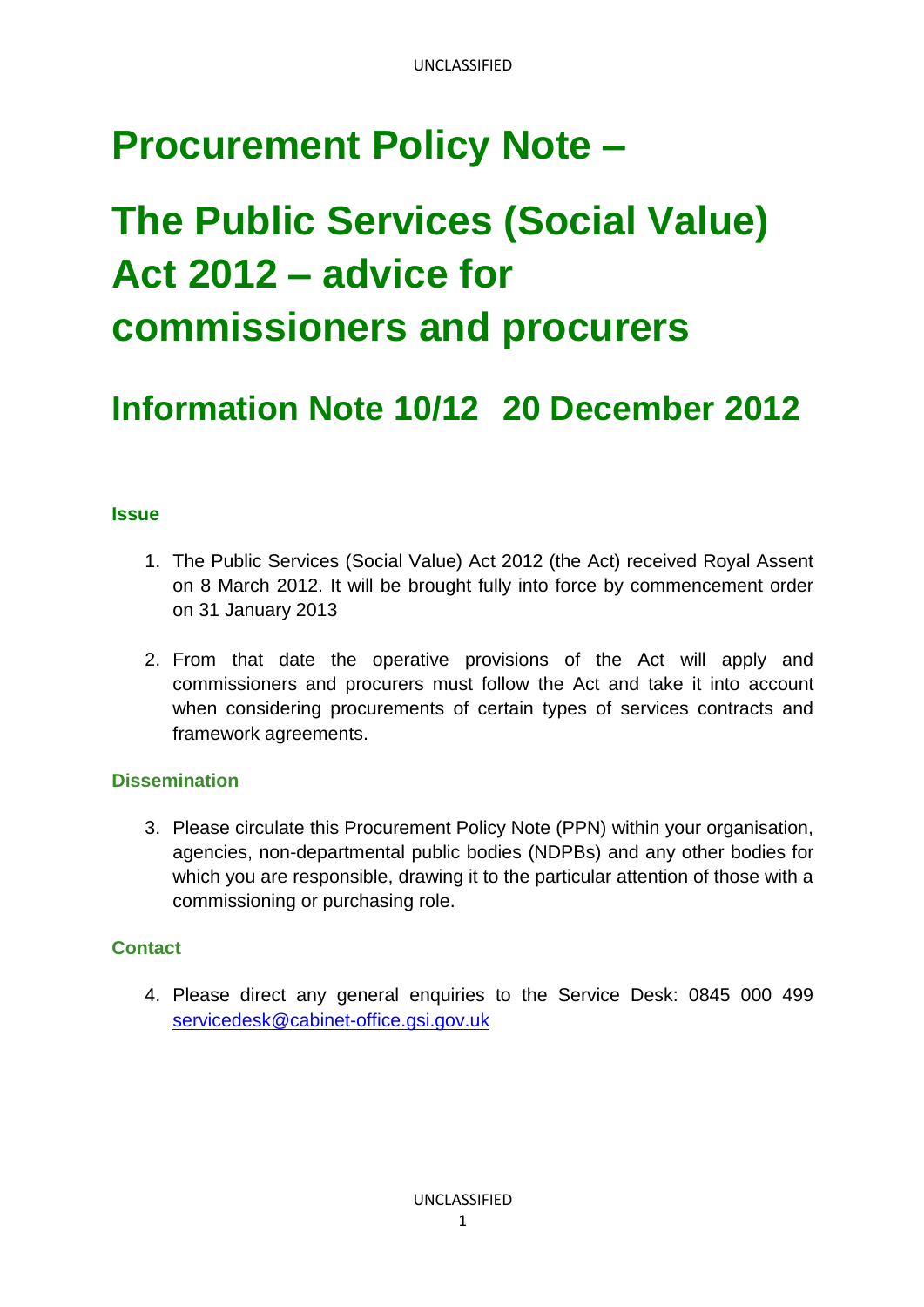# Procurement Policy Note –

# The Public Services (Social Value) Act 2012 – advice for commissioners and procurers

## Information Note 10/12 20 December 2012

### Issue

1. The Public Services (Social Value) Act 2012 (the Act) received Royal Assent on 8 March 2012. It will be brought fully into force by commencement order on 31 January 2013

2. From that date the operative provisions of the Act will apply and commissioners and procurers must follow the Act and take it into account when considering procurements of certain types of services contracts and framework agreements.

### Dissemination

3. Please circulate this Procurement Policy Note (PPN) within your organisation, agencies, non-departmental public bodies (NDPBs) and any other bodies for which you are responsible, drawing it to the particular attention of those with a commissioning or purchasing role.

### Contact

4. Please direct any general enquiries to the Service Desk: 0845 000 499 servicedesk@cabinet-office.gsi.gov.uk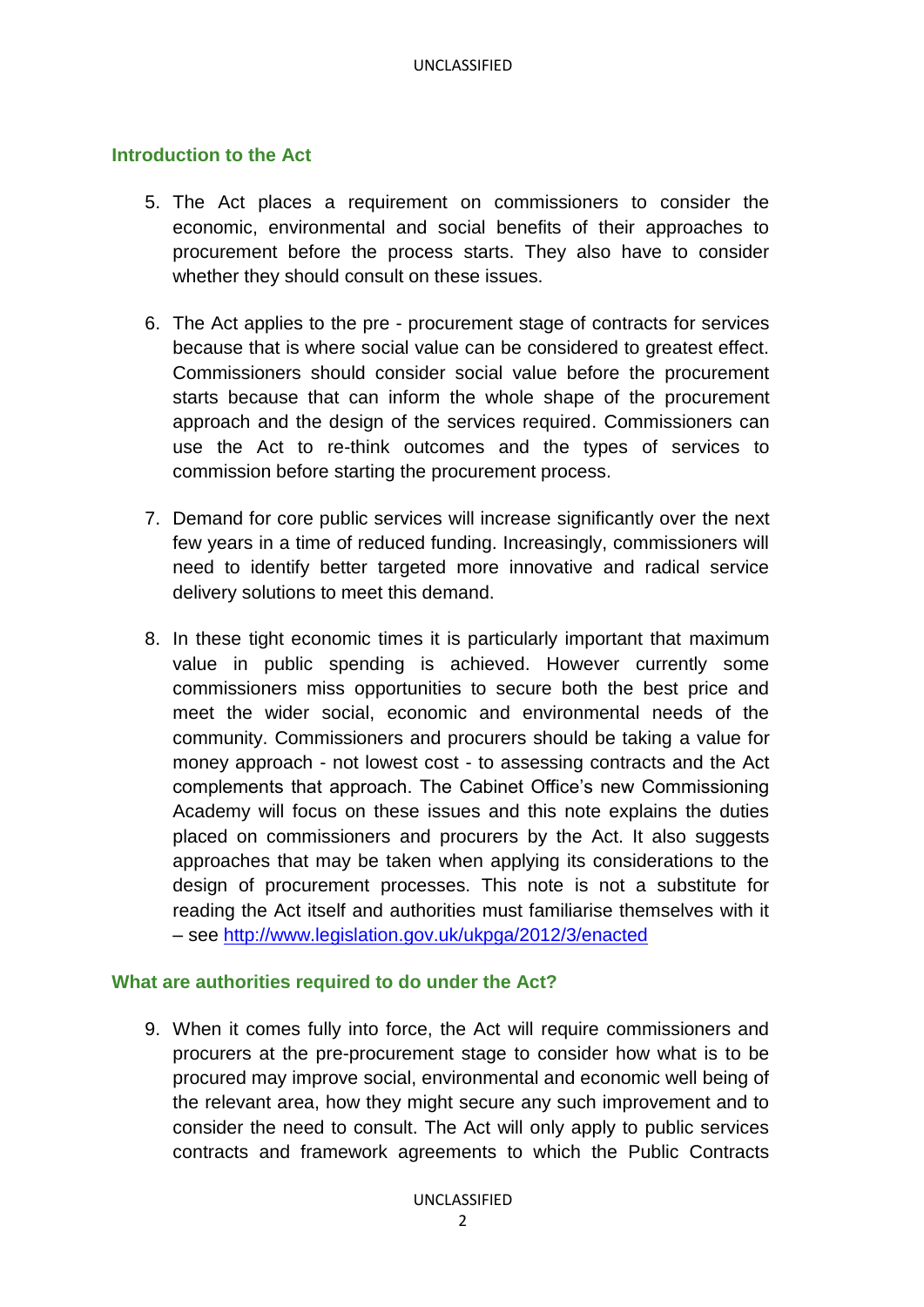## Introduction to the Act

5. The Act places a requirement on commissioners to consider the economic, environmental and social benefits of their approaches to procurement before the process starts. They also have to consider whether they should consult on these issues.

6. The Act applies to the pre - procurement stage of contracts for services because that is where social value can be considered to greatest effect. Commissioners should consider social value before the procurement starts because that can inform the whole shape of the procurement approach and the design of the services required. Commissioners can use the Act to re-think outcomes and the types of services to commission before starting the procurement process.

7. Demand for core public services will increase significantly over the next few years in a time of reduced funding. Increasingly, commissioners will need to identify better targeted more innovative and radical service delivery solutions to meet this demand.

8. In these tight economic times it is particularly important that maximum value in public spending is achieved. However currently some commissioners miss opportunities to secure both the best price and meet the wider social, economic and environmental needs of the community. Commissioners and procurers should be taking a value for money approach - not lowest cost - to assessing contracts and the Act complements that approach. The Cabinet Office's new Commissioning Academy will focus on these issues and this note explains the duties placed on commissioners and procurers by the Act. It also suggests approaches that may be taken when applying its considerations to the design of procurement processes. This note is not a substitute for reading the Act itself and authorities must familiarise themselves with it – see [http://www.legislation.gov.uk/ukpga/2012/3/enacted](http://www.legislation.gov.uk/ukpga/2012/3/enacted)

## What are authorities required to do under the Act?

9. When it comes fully into force, the Act will require commissioners and procurers at the pre-procurement stage to consider how what is to be procured may improve social, environmental and economic well being of the relevant area, how they might secure any such improvement and to consider the need to consult. The Act will only apply to public services contracts and framework agreements to which the Public Contracts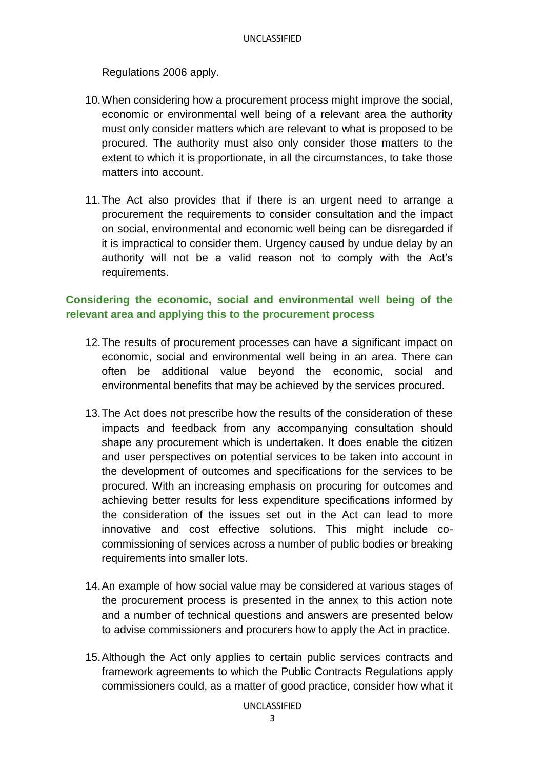Regulations 2006 apply.

10. When considering how a procurement process might improve the social, economic or environmental well being of a relevant area the authority must only consider matters which are relevant to what is proposed to be procured. The authority must also only consider those matters to the extent to which it is proportionate, in all the circumstances, to take those matters into account.

11. The Act also provides that if there is an urgent need to arrange a procurement the requirements to consider consultation and the impact on social, environmental and economic well being can be disregarded if it is impractical to consider them. Urgency caused by undue delay by an authority will not be a valid reason not to comply with the Act's requirements.

## Considering the economic, social and environmental well being of the relevant area and applying this to the procurement process

12. The results of procurement processes can have a significant impact on economic, social and environmental well being in an area. There can often be additional value beyond the economic, social and environmental benefits that may be achieved by the services procured.

13. The Act does not prescribe how the results of the consideration of these impacts and feedback from any accompanying consultation should shape any procurement which is undertaken. It does enable the citizen and user perspectives on potential services to be taken into account in the development of outcomes and specifications for the services to be procured. With an increasing emphasis on procuring for outcomes and achieving better results for less expenditure specifications informed by the consideration of the issues set out in the Act can lead to more innovative and cost effective solutions. This might include co-commissioning of services across a number of public bodies or breaking requirements into smaller lots.

14. An example of how social value may be considered at various stages of the procurement process is presented in the annex to this action note and a number of technical questions and answers are presented below to advise commissioners and procurers how to apply the Act in practice.

15. Although the Act only applies to certain public services contracts and framework agreements to which the Public Contracts Regulations apply commissioners could, as a matter of good practice, consider how what it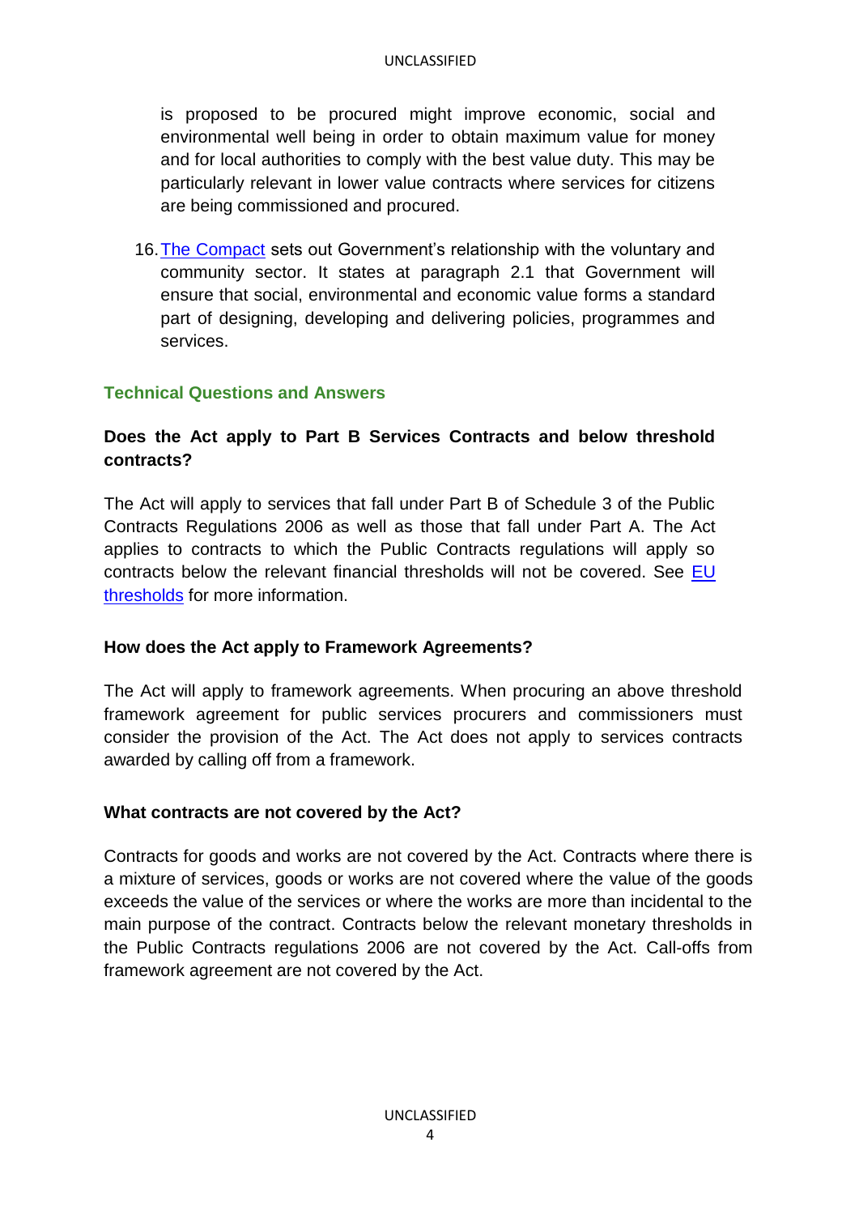is proposed to be procured might improve economic, social and environmental well being in order to obtain maximum value for money and for local authorities to comply with the best value duty. This may be particularly relevant in lower value contracts where services for citizens are being commissioned and procured.

16. The Compact sets out Government's relationship with the voluntary and community sector. It states at paragraph 2.1 that Government will ensure that social, environmental and economic value forms a standard part of designing, developing and delivering policies, programmes and services.

## Technical Questions and Answers

### Does the Act apply to Part B Services Contracts and below threshold contracts?

The Act will apply to services that fall under Part B of Schedule 3 of the Public Contracts Regulations 2006 as well as those that fall under Part A. The Act applies to contracts to which the Public Contracts regulations will apply so contracts below the relevant financial thresholds will not be covered. See EU thresholds for more information.

### How does the Act apply to Framework Agreements?

The Act will apply to framework agreements. When procuring an above threshold framework agreement for public services procurers and commissioners must consider the provision of the Act. The Act does not apply to services contracts awarded by calling off from a framework.

### What contracts are not covered by the Act?

Contracts for goods and works are not covered by the Act. Contracts where there is a mixture of services, goods or works are not covered where the value of the goods exceeds the value of the services or where the works are more than incidental to the main purpose of the contract. Contracts below the relevant monetary thresholds in the Public Contracts regulations 2006 are not covered by the Act. Call-offs from framework agreement are not covered by the Act.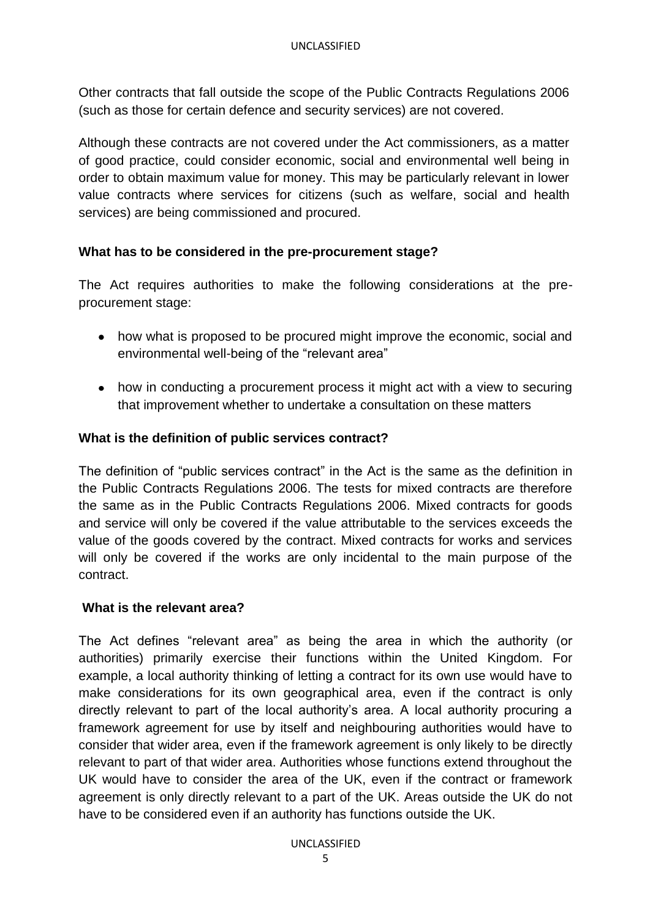Other contracts that fall outside the scope of the Public Contracts Regulations 2006 (such as those for certain defence and security services) are not covered.

Although these contracts are not covered under the Act commissioners, as a matter of good practice, could consider economic, social and environmental well being in order to obtain maximum value for money. This may be particularly relevant in lower value contracts where services for citizens (such as welfare, social and health services) are being commissioned and procured.

**What has to be considered in the pre-procurement stage?**

The Act requires authorities to make the following considerations at the pre-procurement stage:

- how what is proposed to be procured might improve the economic, social and environmental well-being of the "relevant area"
- how in conducting a procurement process it might act with a view to securing that improvement whether to undertake a consultation on these matters

**What is the definition of public services contract?**

The definition of "public services contract" in the Act is the same as the definition in the Public Contracts Regulations 2006. The tests for mixed contracts are therefore the same as in the Public Contracts Regulations 2006. Mixed contracts for goods and service will only be covered if the value attributable to the services exceeds the value of the goods covered by the contract. Mixed contracts for works and services will only be covered if the works are only incidental to the main purpose of the contract.

**What is the relevant area?**

The Act defines "relevant area" as being the area in which the authority (or authorities) primarily exercise their functions within the United Kingdom. For example, a local authority thinking of letting a contract for its own use would have to make considerations for its own geographical area, even if the contract is only directly relevant to part of the local authority's area. A local authority procuring a framework agreement for use by itself and neighbouring authorities would have to consider that wider area, even if the framework agreement is only likely to be directly relevant to part of that wider area. Authorities whose functions extend throughout the UK would have to consider the area of the UK, even if the contract or framework agreement is only directly relevant to a part of the UK. Areas outside the UK do not have to be considered even if an authority has functions outside the UK.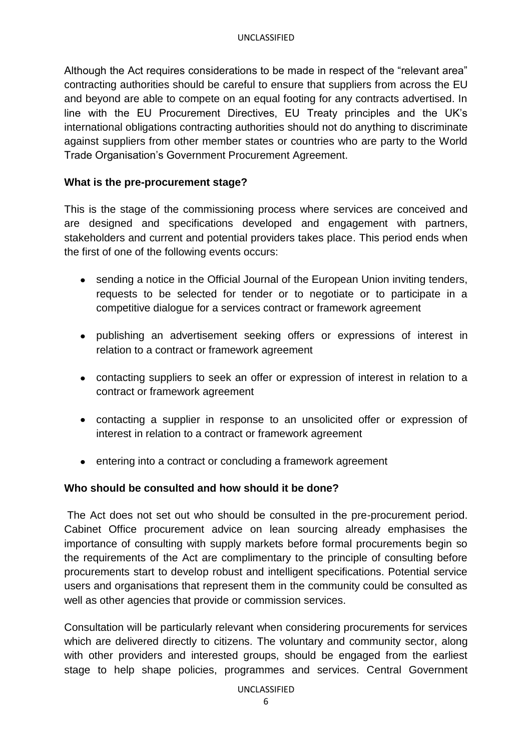Although the Act requires considerations to be made in respect of the "relevant area" contracting authorities should be careful to ensure that suppliers from across the EU and beyond are able to compete on an equal footing for any contracts advertised. In line with the EU Procurement Directives, EU Treaty principles and the UK's international obligations contracting authorities should not do anything to discriminate against suppliers from other member states or countries who are party to the World Trade Organisation's Government Procurement Agreement.

**What is the pre-procurement stage?**

This is the stage of the commissioning process where services are conceived and are designed and specifications developed and engagement with partners, stakeholders and current and potential providers takes place. This period ends when the first of one of the following events occurs:

- sending a notice in the Official Journal of the European Union inviting tenders, requests to be selected for tender or to negotiate or to participate in a competitive dialogue for a services contract or framework agreement
- publishing an advertisement seeking offers or expressions of interest in relation to a contract or framework agreement
- contacting suppliers to seek an offer or expression of interest in relation to a contract or framework agreement
- contacting a supplier in response to an unsolicited offer or expression of interest in relation to a contract or framework agreement
- entering into a contract or concluding a framework agreement

**Who should be consulted and how should it be done?**

The Act does not set out who should be consulted in the pre-procurement period. Cabinet Office procurement advice on lean sourcing already emphasises the importance of consulting with supply markets before formal procurements begin so the requirements of the Act are complimentary to the principle of consulting before procurements start to develop robust and intelligent specifications. Potential service users and organisations that represent them in the community could be consulted as well as other agencies that provide or commission services.

Consultation will be particularly relevant when considering procurements for services which are delivered directly to citizens. The voluntary and community sector, along with other providers and interested groups, should be engaged from the earliest stage to help shape policies, programmes and services. Central Government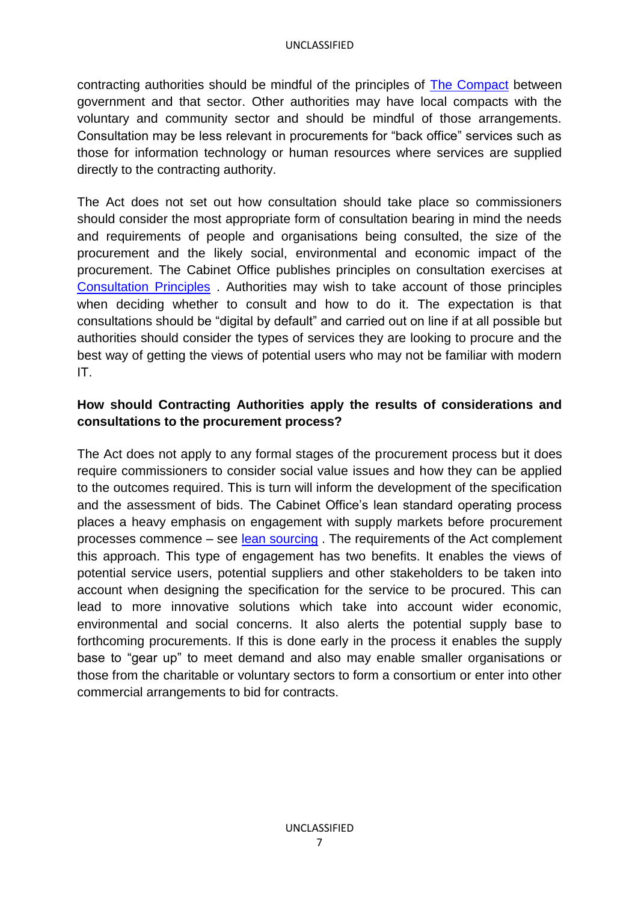contracting authorities should be mindful of the principles of The Compact between government and that sector. Other authorities may have local compacts with the voluntary and community sector and should be mindful of those arrangements. Consultation may be less relevant in procurements for "back office" services such as those for information technology or human resources where services are supplied directly to the contracting authority.

The Act does not set out how consultation should take place so commissioners should consider the most appropriate form of consultation bearing in mind the needs and requirements of people and organisations being consulted, the size of the procurement and the likely social, environmental and economic impact of the procurement. The Cabinet Office publishes principles on consultation exercises at Consultation Principles . Authorities may wish to take account of those principles when deciding whether to consult and how to do it. The expectation is that consultations should be "digital by default" and carried out on line if at all possible but authorities should consider the types of services they are looking to procure and the best way of getting the views of potential users who may not be familiar with modern IT.

**How should Contracting Authorities apply the results of considerations and consultations to the procurement process?**

The Act does not apply to any formal stages of the procurement process but it does require commissioners to consider social value issues and how they can be applied to the outcomes required. This is turn will inform the development of the specification and the assessment of bids. The Cabinet Office's lean standard operating process places a heavy emphasis on engagement with supply markets before procurement processes commence – see lean sourcing . The requirements of the Act complement this approach. This type of engagement has two benefits. It enables the views of potential service users, potential suppliers and other stakeholders to be taken into account when designing the specification for the service to be procured. This can lead to more innovative solutions which take into account wider economic, environmental and social concerns. It also alerts the potential supply base to forthcoming procurements. If this is done early in the process it enables the supply base to "gear up" to meet demand and also may enable smaller organisations or those from the charitable or voluntary sectors to form a consortium or enter into other commercial arrangements to bid for contracts.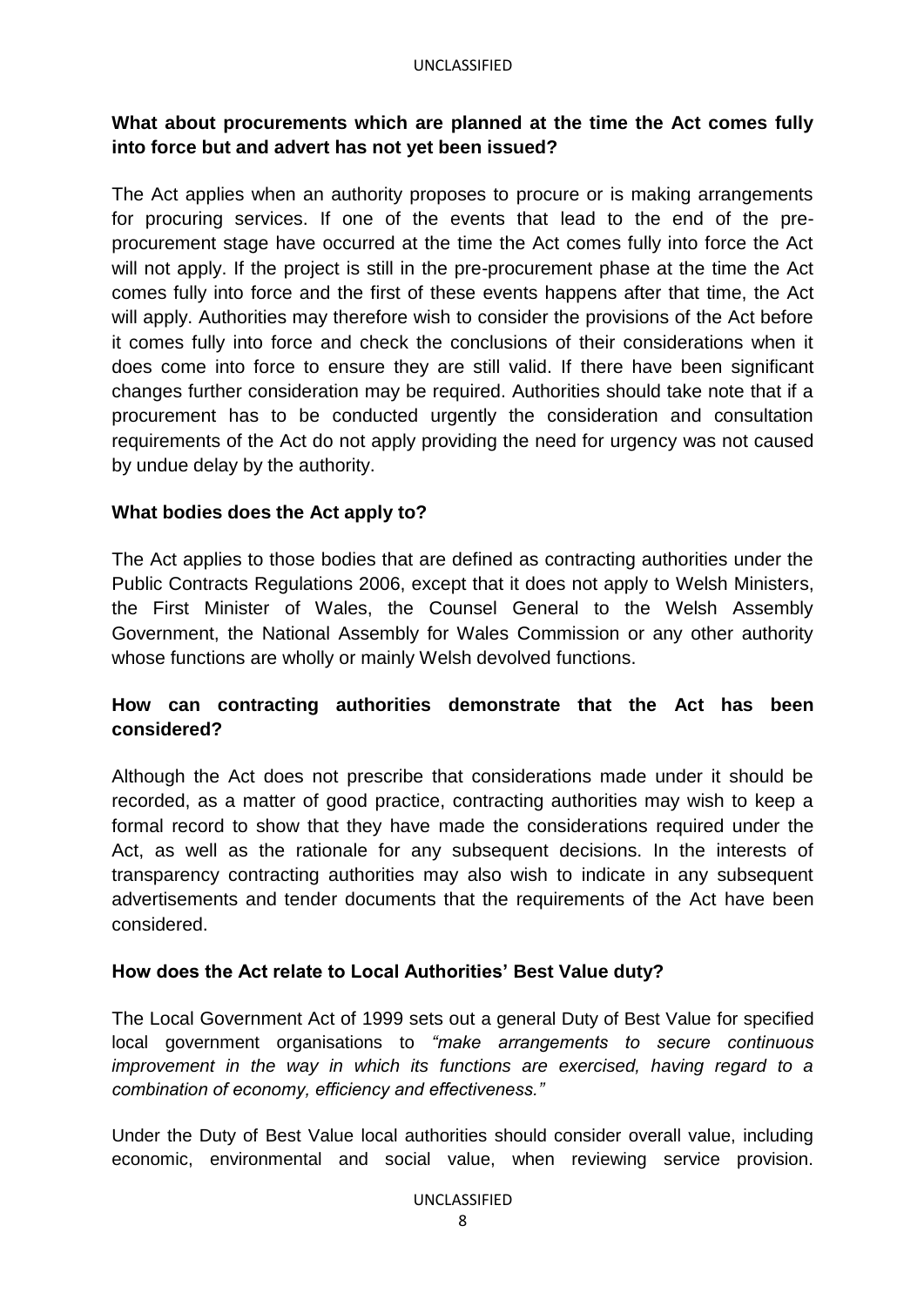**What about procurements which are planned at the time the Act comes fully into force but and advert has not yet been issued?**

The Act applies when an authority proposes to procure or is making arrangements for procuring services. If one of the events that lead to the end of the pre-procurement stage have occurred at the time the Act comes fully into force the Act will not apply. If the project is still in the pre-procurement phase at the time the Act comes fully into force and the first of these events happens after that time, the Act will apply. Authorities may therefore wish to consider the provisions of the Act before it comes fully into force and check the conclusions of their considerations when it does come into force to ensure they are still valid. If there have been significant changes further consideration may be required. Authorities should take note that if a procurement has to be conducted urgently the consideration and consultation requirements of the Act do not apply providing the need for urgency was not caused by undue delay by the authority.

**What bodies does the Act apply to?**

The Act applies to those bodies that are defined as contracting authorities under the Public Contracts Regulations 2006, except that it does not apply to Welsh Ministers, the First Minister of Wales, the Counsel General to the Welsh Assembly Government, the National Assembly for Wales Commission or any other authority whose functions are wholly or mainly Welsh devolved functions.

**How can contracting authorities demonstrate that the Act has been considered?**

Although the Act does not prescribe that considerations made under it should be recorded, as a matter of good practice, contracting authorities may wish to keep a formal record to show that they have made the considerations required under the Act, as well as the rationale for any subsequent decisions. In the interests of transparency contracting authorities may also wish to indicate in any subsequent advertisements and tender documents that the requirements of the Act have been considered.

**How does the Act relate to Local Authorities' Best Value duty?**

The Local Government Act of 1999 sets out a general Duty of Best Value for specified local government organisations to *"make arrangements to secure continuous improvement in the way in which its functions are exercised, having regard to a combination of economy, efficiency and effectiveness."*

Under the Duty of Best Value local authorities should consider overall value, including economic, environmental and social value, when reviewing service provision.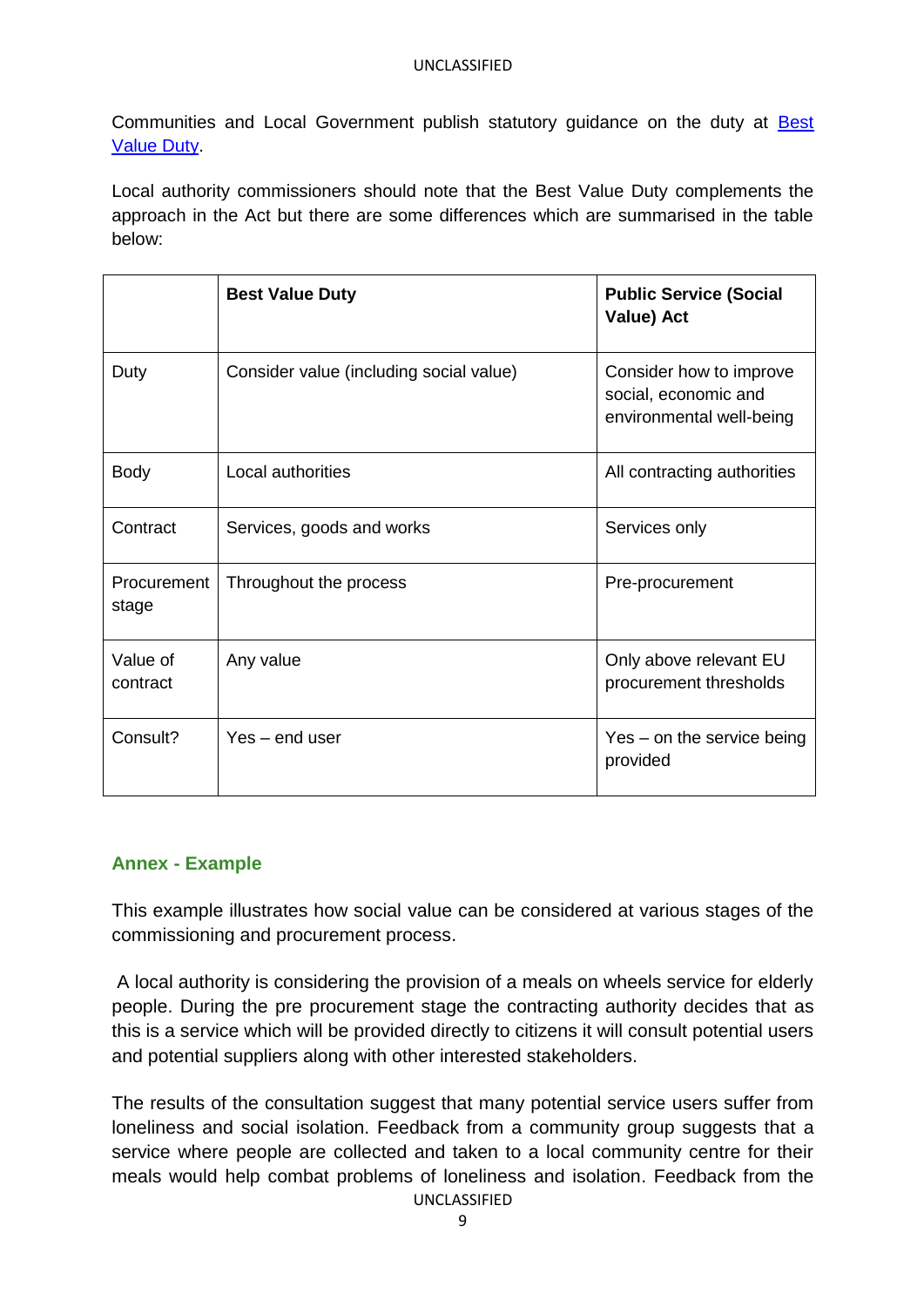Communities and Local Government publish statutory guidance on the duty at [Best Value Duty](#).

Local authority commissioners should note that the Best Value Duty complements the approach in the Act but there are some differences which are summarised in the table below:

| | **Best Value Duty** | **Public Service (Social Value) Act** |
|---|---|---|
| Duty | Consider value (including social value) | Consider how to improve social, economic and environmental well-being |
| Body | Local authorities | All contracting authorities |
| Contract | Services, goods and works | Services only |
| Procurement stage | Throughout the process | Pre-procurement |
| Value of contract | Any value | Only above relevant EU procurement thresholds |
| Consult? | Yes – end user | Yes – on the service being provided |

## Annex - Example

This example illustrates how social value can be considered at various stages of the commissioning and procurement process.

A local authority is considering the provision of a meals on wheels service for elderly people. During the pre procurement stage the contracting authority decides that as this is a service which will be provided directly to citizens it will consult potential users and potential suppliers along with other interested stakeholders.

The results of the consultation suggest that many potential service users suffer from loneliness and social isolation. Feedback from a community group suggests that a service where people are collected and taken to a local community centre for their meals would help combat problems of loneliness and isolation. Feedback from the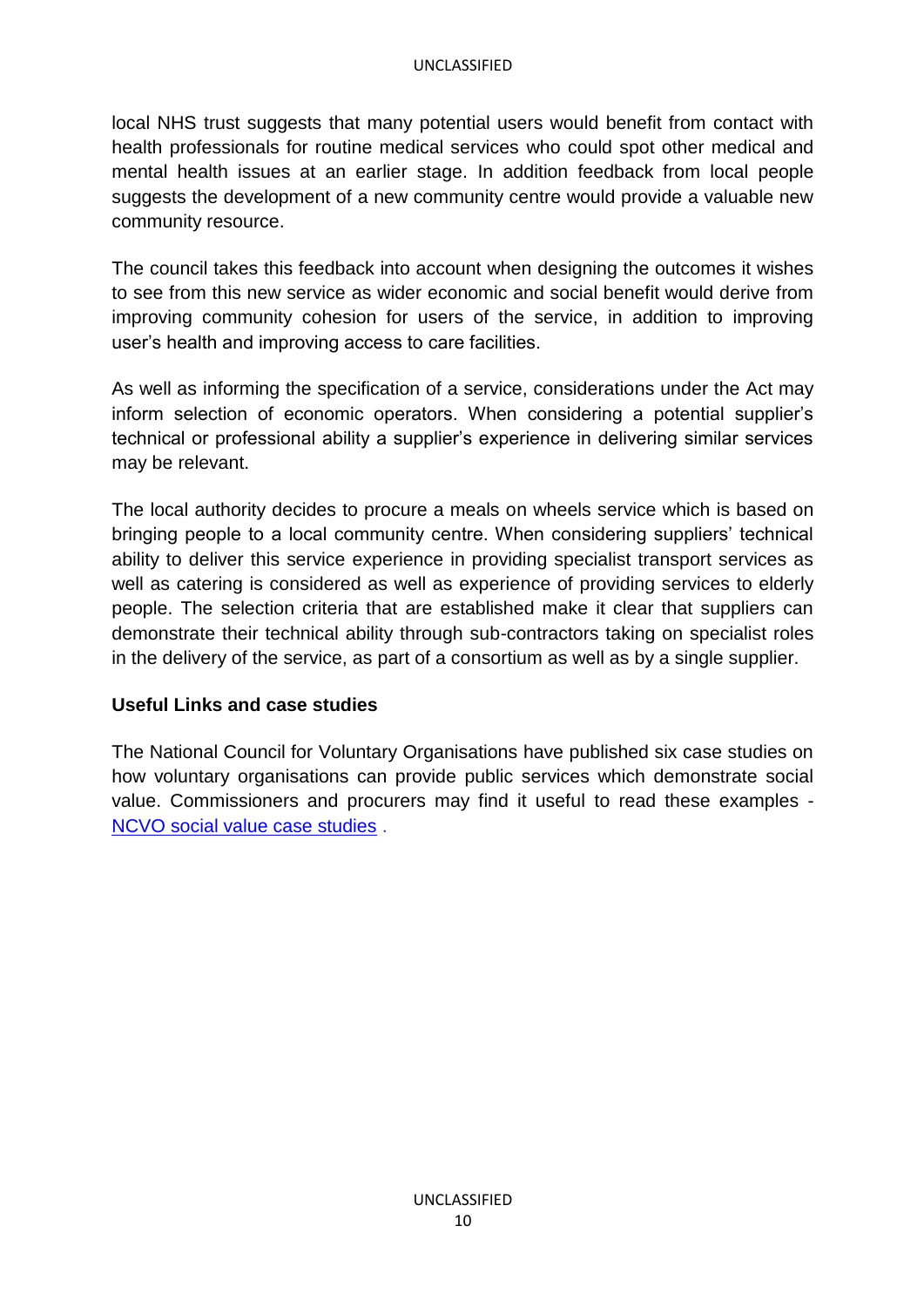local NHS trust suggests that many potential users would benefit from contact with health professionals for routine medical services who could spot other medical and mental health issues at an earlier stage. In addition feedback from local people suggests the development of a new community centre would provide a valuable new community resource.

The council takes this feedback into account when designing the outcomes it wishes to see from this new service as wider economic and social benefit would derive from improving community cohesion for users of the service, in addition to improving user's health and improving access to care facilities.

As well as informing the specification of a service, considerations under the Act may inform selection of economic operators. When considering a potential supplier's technical or professional ability a supplier's experience in delivering similar services may be relevant.

The local authority decides to procure a meals on wheels service which is based on bringing people to a local community centre. When considering suppliers' technical ability to deliver this service experience in providing specialist transport services as well as catering is considered as well as experience of providing services to elderly people. The selection criteria that are established make it clear that suppliers can demonstrate their technical ability through sub-contractors taking on specialist roles in the delivery of the service, as part of a consortium as well as by a single supplier.

**Useful Links and case studies**

The National Council for Voluntary Organisations have published six case studies on how voluntary organisations can provide public services which demonstrate social value. Commissioners and procurers may find it useful to read these examples - NCVO social value case studies .